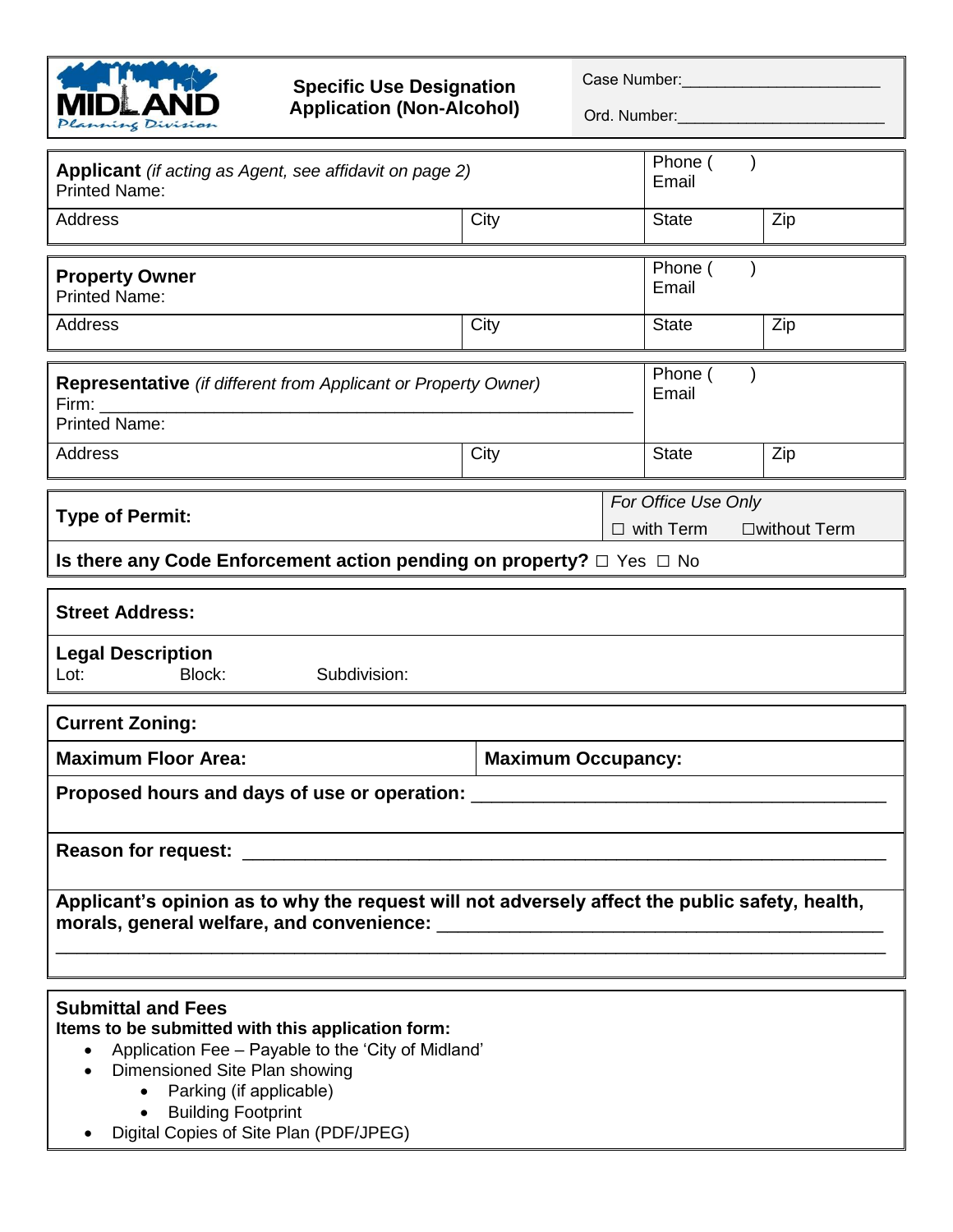# Specific Use Designation Application (Non-Alcohol)

Midland Planning Division

Case Number:______________________

Ord. Number:_______________________

| **Applicant** *(if acting as Agent, see affidavit on page 2)* Printed Name: | | Phone ( ) Email | |
|---|---|---|---|
| Address | City | State | Zip |

| **Property Owner** Printed Name: | | Phone ( ) Email | |
|---|---|---|---|
| Address | City | State | Zip |

| **Representative** *(if different from Applicant or Property Owner)* Firm: ______________________________ Printed Name: | | Phone ( ) Email | |
|---|---|---|---|
| Address | City | State | Zip |

| **Type of Permit:** | *For Office Use Only* ☐ with Term ☐without Term |
|---|---|
| **Is there any Code Enforcement action pending on property?** ☐ Yes ☐ No | |

**Street Address:**

**Legal Description**
Lot: Block: Subdivision:

| **Current Zoning:** | |
|---|---|
| **Maximum Floor Area:** | **Maximum Occupancy:** |

**Proposed hours and days of use or operation:** ______________________________

**Reason for request:** ______________________________

**Applicant's opinion as to why the request will not adversely affect the public safety, health, morals, general welfare, and convenience:** ______________________________

______________________________

## Submittal and Fees

**Items to be submitted with this application form:**

- Application Fee – Payable to the 'City of Midland'
- Dimensioned Site Plan showing
  - Parking (if applicable)
  - Building Footprint
- Digital Copies of Site Plan (PDF/JPEG)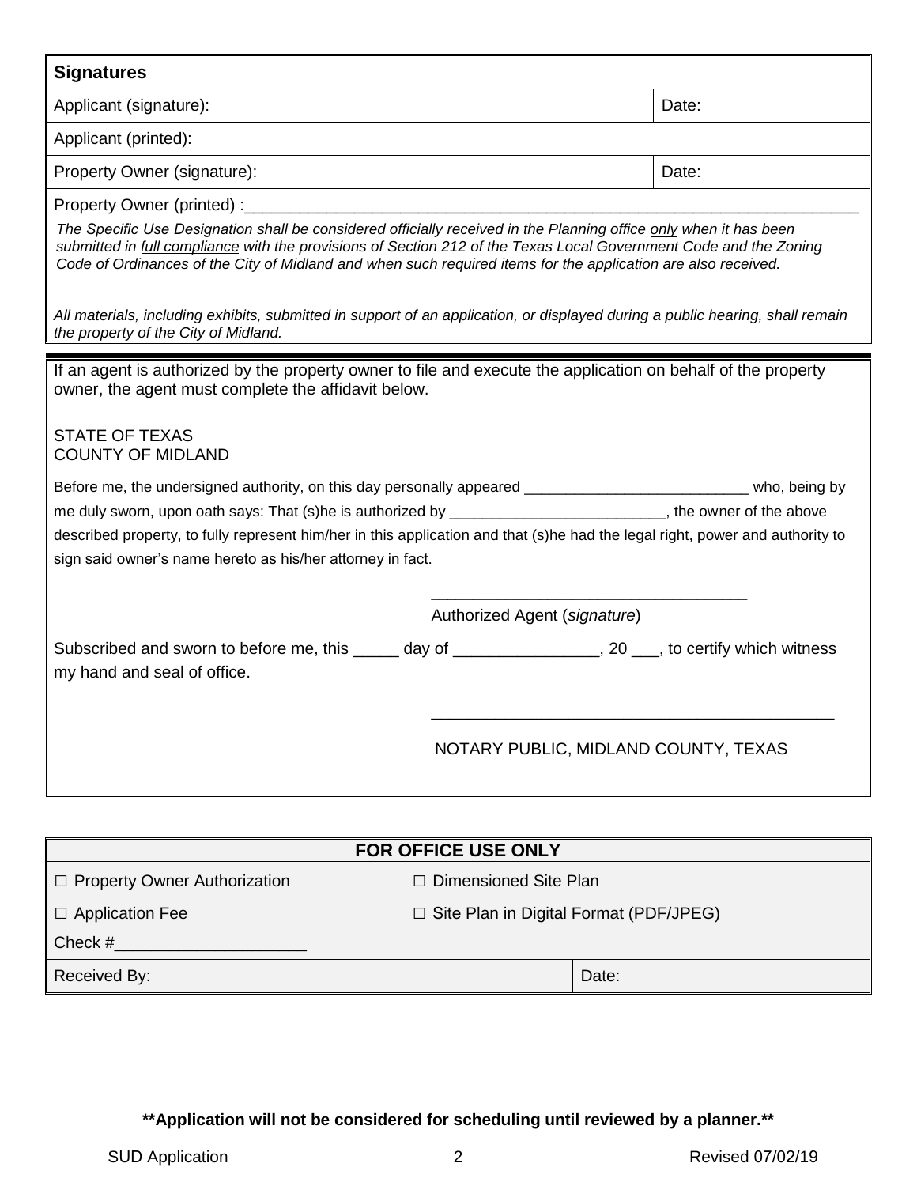| **Signatures** | |
| --- | --- |
| Applicant (signature): | Date: |
| Applicant (printed): | |
| Property Owner (signature): | Date: |

Property Owner (printed) :___________________________________________________________________

*The Specific Use Designation shall be considered officially received in the Planning office only when it has been submitted in full compliance with the provisions of Section 212 of the Texas Local Government Code and the Zoning Code of Ordinances of the City of Midland and when such required items for the application are also received.*

*All materials, including exhibits, submitted in support of an application, or displayed during a public hearing, shall remain the property of the City of Midland.*

If an agent is authorized by the property owner to file and execute the application on behalf of the property owner, the agent must complete the affidavit below.

STATE OF TEXAS
COUNTY OF MIDLAND

Before me, the undersigned authority, on this day personally appeared ___________________________ who, being by me duly sworn, upon oath says: That (s)he is authorized by __________________________, the owner of the above described property, to fully represent him/her in this application and that (s)he had the legal right, power and authority to sign said owner's name hereto as his/her attorney in fact.

___________________________________
Authorized Agent (*signature*)

Subscribed and sworn to before me, this _____ day of ________________, 20 ___, to certify which witness my hand and seal of office.

____________________________________________
NOTARY PUBLIC, MIDLAND COUNTY, TEXAS

| **FOR OFFICE USE ONLY** | | |
| --- | --- | --- |
| ☐ Property Owner Authorization | ☐ Dimensioned Site Plan | |
| ☐ Application Fee<br>Check #____________________ | ☐ Site Plan in Digital Format (PDF/JPEG) | |
| Received By: | | Date: |

**\*\*Application will not be considered for scheduling until reviewed by a planner.\*\***

SUD Application Revised 07/02/19